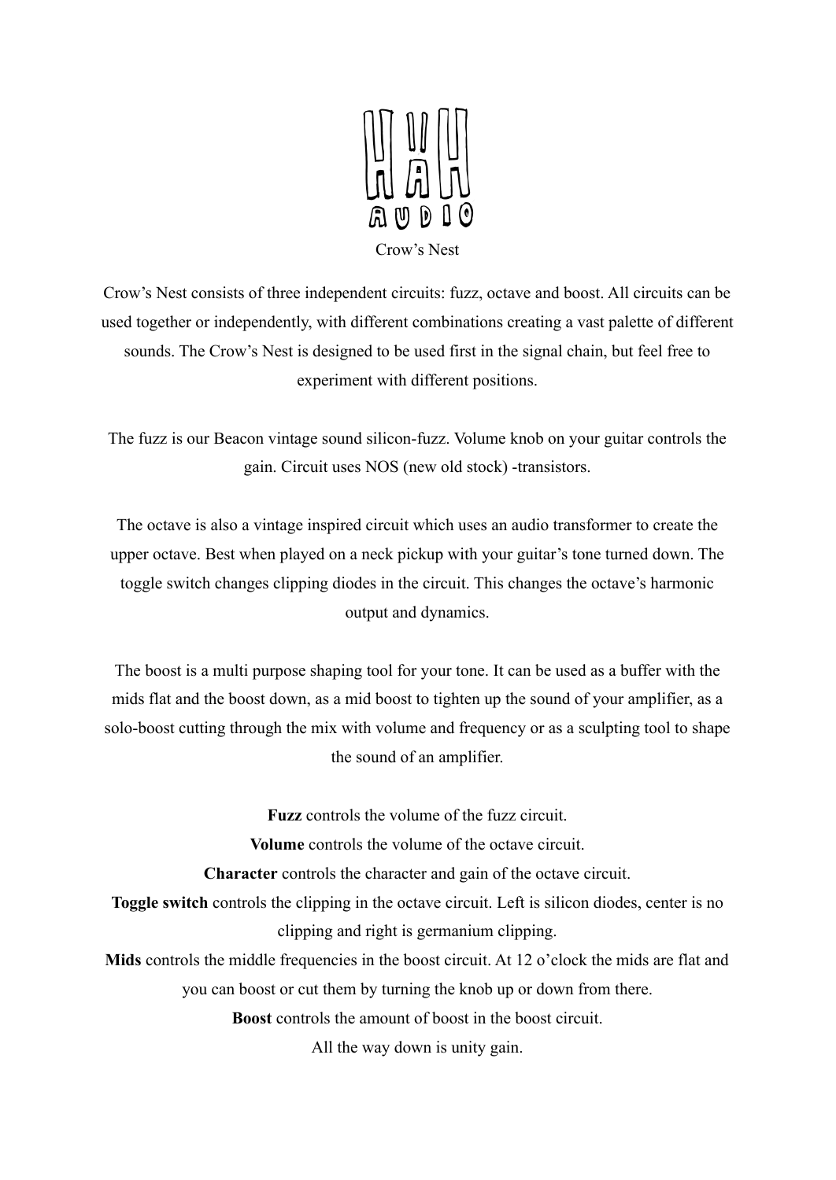HAH AUDIO

# Crow’s Nest

Crow’s Nest consists of three independent circuits: fuzz, octave and boost. All circuits can be used together or independently, with different combinations creating a vast palette of different sounds. The Crow’s Nest is designed to be used first in the signal chain, but feel free to experiment with different positions.

The fuzz is our Beacon vintage sound silicon-fuzz. Volume knob on your guitar controls the gain. Circuit uses NOS (new old stock) -transistors.

The octave is also a vintage inspired circuit which uses an audio transformer to create the upper octave. Best when played on a neck pickup with your guitar’s tone turned down. The toggle switch changes clipping diodes in the circuit. This changes the octave’s harmonic output and dynamics.

The boost is a multi purpose shaping tool for your tone. It can be used as a buffer with the mids flat and the boost down, as a mid boost to tighten up the sound of your amplifier, as a solo-boost cutting through the mix with volume and frequency or as a sculpting tool to shape the sound of an amplifier.

**Fuzz** controls the volume of the fuzz circuit.

**Volume** controls the volume of the octave circuit.

**Character** controls the character and gain of the octave circuit.

**Toggle switch** controls the clipping in the octave circuit. Left is silicon diodes, center is no clipping and right is germanium clipping.

**Mids** controls the middle frequencies in the boost circuit. At 12 o’clock the mids are flat and you can boost or cut them by turning the knob up or down from there.

**Boost** controls the amount of boost in the boost circuit.
All the way down is unity gain.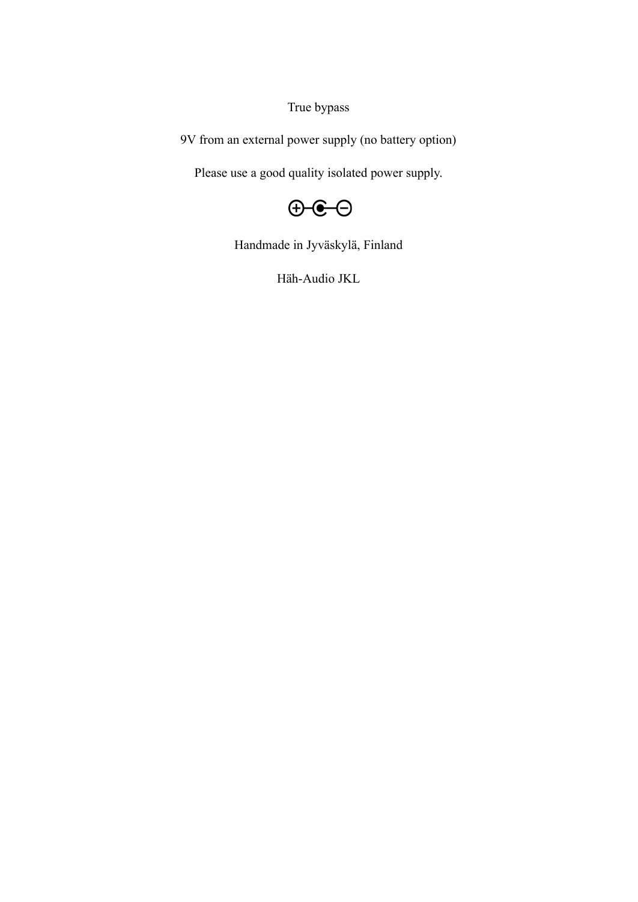True bypass

9V from an external power supply (no battery option)

Please use a good quality isolated power supply.

Handmade in Jyväskylä, Finland

Häh-Audio JKL